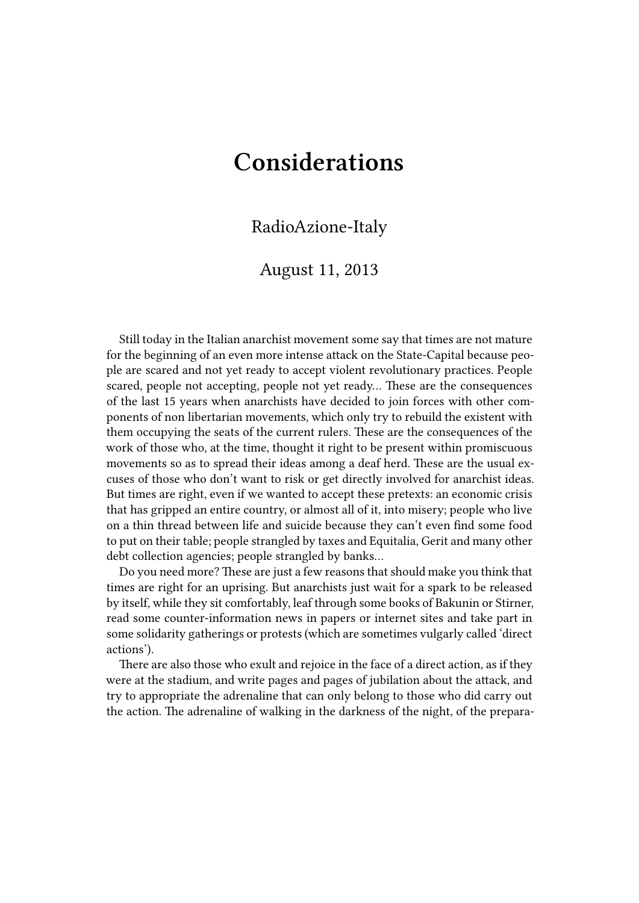# Considerations

RadioAzione-Italy

August 11, 2013

Still today in the Italian anarchist movement some say that times are not mature for the beginning of an even more intense attack on the State-Capital because people are scared and not yet ready to accept violent revolutionary practices. People scared, people not accepting, people not yet ready… These are the consequences of the last 15 years when anarchists have decided to join forces with other components of non libertarian movements, which only try to rebuild the existent with them occupying the seats of the current rulers. These are the consequences of the work of those who, at the time, thought it right to be present within promiscuous movements so as to spread their ideas among a deaf herd. These are the usual excuses of those who don't want to risk or get directly involved for anarchist ideas. But times are right, even if we wanted to accept these pretexts: an economic crisis that has gripped an entire country, or almost all of it, into misery; people who live on a thin thread between life and suicide because they can't even find some food to put on their table; people strangled by taxes and Equitalia, Gerit and many other debt collection agencies; people strangled by banks…

Do you need more? These are just a few reasons that should make you think that times are right for an uprising. But anarchists just wait for a spark to be released by itself, while they sit comfortably, leaf through some books of Bakunin or Stirner, read some counter-information news in papers or internet sites and take part in some solidarity gatherings or protests (which are sometimes vulgarly called 'direct actions').

There are also those who exult and rejoice in the face of a direct action, as if they were at the stadium, and write pages and pages of jubilation about the attack, and try to appropriate the adrenaline that can only belong to those who did carry out the action. The adrenaline of walking in the darkness of the night, of the prepara-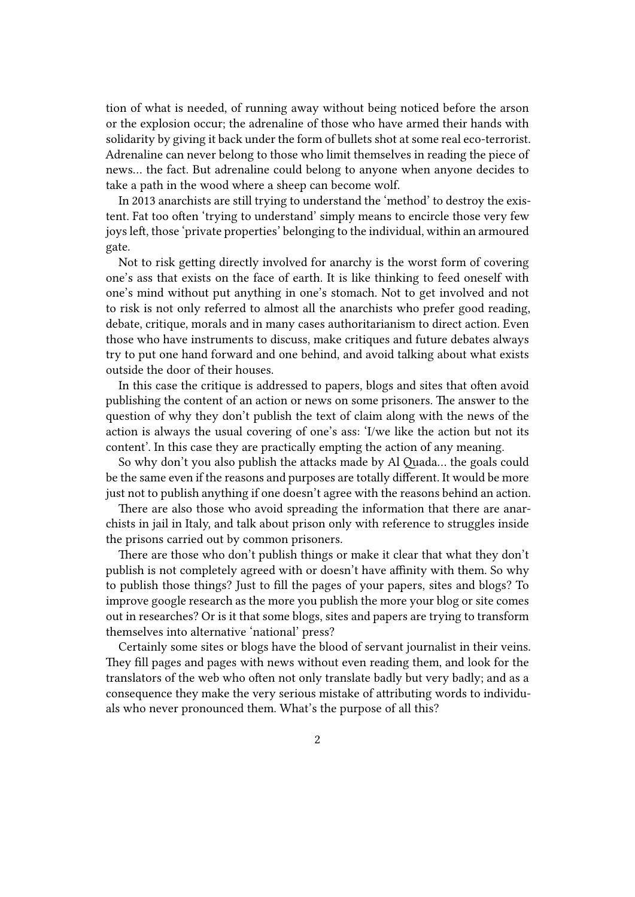tion of what is needed, of running away without being noticed before the arson or the explosion occur; the adrenaline of those who have armed their hands with solidarity by giving it back under the form of bullets shot at some real eco-terrorist. Adrenaline can never belong to those who limit themselves in reading the piece of news… the fact. But adrenaline could belong to anyone when anyone decides to take a path in the wood where a sheep can become wolf.

In 2013 anarchists are still trying to understand the 'method' to destroy the existent. Fat too often 'trying to understand' simply means to encircle those very few joys left, those 'private properties' belonging to the individual, within an armoured gate.

Not to risk getting directly involved for anarchy is the worst form of covering one's ass that exists on the face of earth. It is like thinking to feed oneself with one's mind without put anything in one's stomach. Not to get involved and not to risk is not only referred to almost all the anarchists who prefer good reading, debate, critique, morals and in many cases authoritarianism to direct action. Even those who have instruments to discuss, make critiques and future debates always try to put one hand forward and one behind, and avoid talking about what exists outside the door of their houses.

In this case the critique is addressed to papers, blogs and sites that often avoid publishing the content of an action or news on some prisoners. The answer to the question of why they don't publish the text of claim along with the news of the action is always the usual covering of one's ass: 'I/we like the action but not its content'. In this case they are practically empting the action of any meaning.

So why don't you also publish the attacks made by Al Quada… the goals could be the same even if the reasons and purposes are totally different. It would be more just not to publish anything if one doesn't agree with the reasons behind an action.

There are also those who avoid spreading the information that there are anarchists in jail in Italy, and talk about prison only with reference to struggles inside the prisons carried out by common prisoners.

There are those who don't publish things or make it clear that what they don't publish is not completely agreed with or doesn't have affinity with them. So why to publish those things? Just to fill the pages of your papers, sites and blogs? To improve google research as the more you publish the more your blog or site comes out in researches? Or is it that some blogs, sites and papers are trying to transform themselves into alternative 'national' press?

Certainly some sites or blogs have the blood of servant journalist in their veins. They fill pages and pages with news without even reading them, and look for the translators of the web who often not only translate badly but very badly; and as a consequence they make the very serious mistake of attributing words to individuals who never pronounced them. What's the purpose of all this?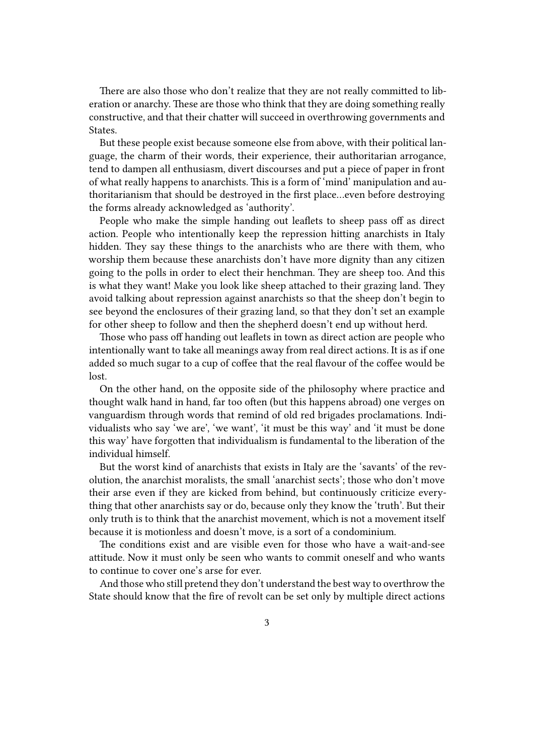There are also those who don't realize that they are not really committed to liberation or anarchy. These are those who think that they are doing something really constructive, and that their chatter will succeed in overthrowing governments and States.

But these people exist because someone else from above, with their political language, the charm of their words, their experience, their authoritarian arrogance, tend to dampen all enthusiasm, divert discourses and put a piece of paper in front of what really happens to anarchists. This is a form of 'mind' manipulation and authoritarianism that should be destroyed in the first place…even before destroying the forms already acknowledged as 'authority'.

People who make the simple handing out leaflets to sheep pass off as direct action. People who intentionally keep the repression hitting anarchists in Italy hidden. They say these things to the anarchists who are there with them, who worship them because these anarchists don't have more dignity than any citizen going to the polls in order to elect their henchman. They are sheep too. And this is what they want! Make you look like sheep attached to their grazing land. They avoid talking about repression against anarchists so that the sheep don't begin to see beyond the enclosures of their grazing land, so that they don't set an example for other sheep to follow and then the shepherd doesn't end up without herd.

Those who pass off handing out leaflets in town as direct action are people who intentionally want to take all meanings away from real direct actions. It is as if one added so much sugar to a cup of coffee that the real flavour of the coffee would be lost.

On the other hand, on the opposite side of the philosophy where practice and thought walk hand in hand, far too often (but this happens abroad) one verges on vanguardism through words that remind of old red brigades proclamations. Individualists who say 'we are', 'we want', 'it must be this way' and 'it must be done this way' have forgotten that individualism is fundamental to the liberation of the individual himself.

But the worst kind of anarchists that exists in Italy are the 'savants' of the revolution, the anarchist moralists, the small 'anarchist sects'; those who don't move their arse even if they are kicked from behind, but continuously criticize everything that other anarchists say or do, because only they know the 'truth'. But their only truth is to think that the anarchist movement, which is not a movement itself because it is motionless and doesn't move, is a sort of a condominium.

The conditions exist and are visible even for those who have a wait-and-see attitude. Now it must only be seen who wants to commit oneself and who wants to continue to cover one's arse for ever.

And those who still pretend they don't understand the best way to overthrow the State should know that the fire of revolt can be set only by multiple direct actions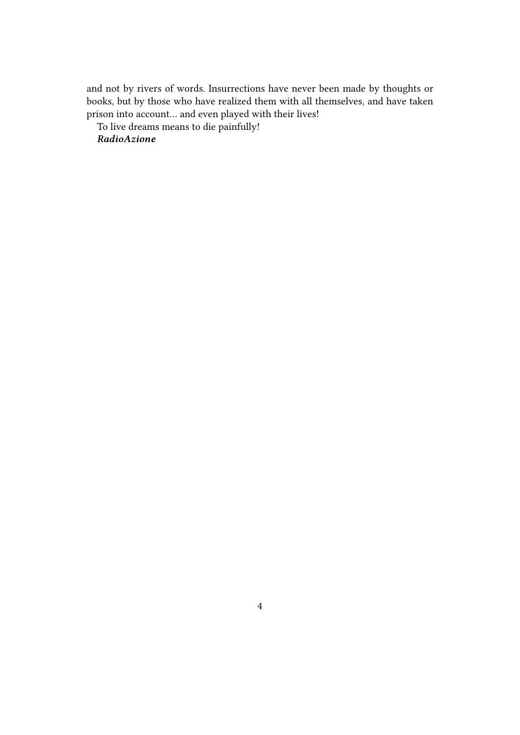and not by rivers of words. Insurrections have never been made by thoughts or books, but by those who have realized them with all themselves, and have taken prison into account… and even played with their lives!

To live dreams means to die painfully!

***RadioAzione***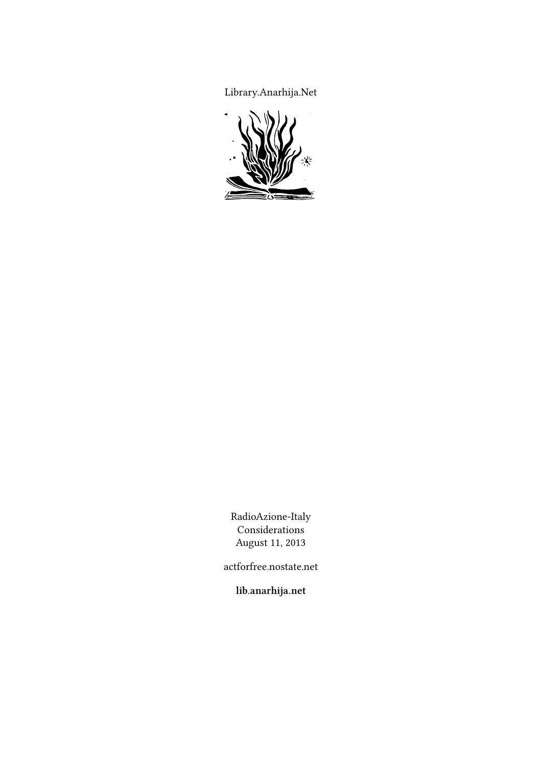Library.Anarhija.Net

RadioAzione-Italy
Considerations
August 11, 2013

actforfree.nostate.net

**lib.anarhija.net**